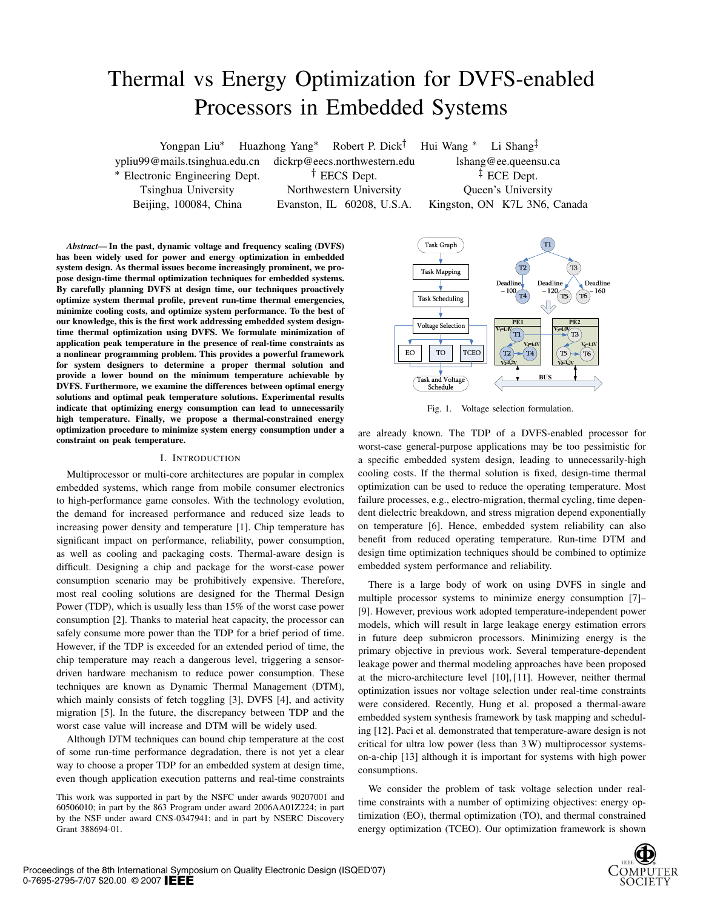# Thermal vs Energy Optimization for DVFS-enabled Processors in Embedded Systems

Yongpan Liu* Huazhong Yang* Robert P. Dick† Hui Wang * Li Shang‡

ypliu99@mails.tsinghua.edu.cn dickrp@eecs.northwestern.edu lshang@ee.queensu.ca

* Electronic Engineering Dept. Tsinghua University Beijing, 100084, China

† EECS Dept. Northwestern University Evanston, IL 60208, U.S.A.

‡ ECE Dept. Queen's University Kingston, ON K7L 3N6, Canada

***Abstract*— In the past, dynamic voltage and frequency scaling (DVFS) has been widely used for power and energy optimization in embedded system design. As thermal issues become increasingly prominent, we propose design-time thermal optimization techniques for embedded systems. By carefully planning DVFS at design time, our techniques proactively optimize system thermal profile, prevent run-time thermal emergencies, minimize cooling costs, and optimize system performance. To the best of our knowledge, this is the first work addressing embedded system design-time thermal optimization using DVFS. We formulate minimization of application peak temperature in the presence of real-time constraints as a nonlinear programming problem. This provides a powerful framework for system designers to determine a proper thermal solution and provide a lower bound on the minimum temperature achievable by DVFS. Furthermore, we examine the differences between optimal energy solutions and optimal peak temperature solutions. Experimental results indicate that optimizing energy consumption can lead to unnecessarily high temperature. Finally, we propose a thermal-constrained energy optimization procedure to minimize system energy consumption under a constraint on peak temperature.**

## I. Introduction

Multiprocessor or multi-core architectures are popular in complex embedded systems, which range from mobile consumer electronics to high-performance game consoles. With the technology evolution, the demand for increased performance and reduced size leads to increasing power density and temperature [1]. Chip temperature has significant impact on performance, reliability, power consumption, as well as cooling and packaging costs. Thermal-aware design is difficult. Designing a chip and package for the worst-case power consumption scenario may be prohibitively expensive. Therefore, most real cooling solutions are designed for the Thermal Design Power (TDP), which is usually less than 15% of the worst case power consumption [2]. Thanks to material heat capacity, the processor can safely consume more power than the TDP for a brief period of time. However, if the TDP is exceeded for an extended period of time, the chip temperature may reach a dangerous level, triggering a sensor-driven hardware mechanism to reduce power consumption. These techniques are known as Dynamic Thermal Management (DTM), which mainly consists of fetch toggling [3], DVFS [4], and activity migration [5]. In the future, the discrepancy between TDP and the worst case value will increase and DTM will be widely used.

Although DTM techniques can bound chip temperature at the cost of some run-time performance degradation, there is not yet a clear way to choose a proper TDP for an embedded system at design time, even though application execution patterns and real-time constraints are already known. The TDP of a DVFS-enabled processor for worst-case general-purpose applications may be too pessimistic for a specific embedded system design, leading to unnecessarily-high cooling costs. If the thermal solution is fixed, design-time thermal optimization can be used to reduce the operating temperature. Most failure processes, e.g., electro-migration, thermal cycling, time dependent dielectric breakdown, and stress migration depend exponentially on temperature [6]. Hence, embedded system reliability can also benefit from reduced operating temperature. Run-time DTM and design time optimization techniques should be combined to optimize embedded system performance and reliability.

This work was supported in part by the NSFC under awards 90207001 and 60506010; in part by the 863 Program under award 2006AA01Z224; in part by the NSF under award CNS-0347941; and in part by NSERC Discovery Grant 388694-01.

Fig. 1. Voltage selection formulation.

There is a large body of work on using DVFS in single and multiple processor systems to minimize energy consumption [7]–[9]. However, previous work adopted temperature-independent power models, which will result in large leakage energy estimation errors in future deep submicron processors. Minimizing energy is the primary objective in previous work. Several temperature-dependent leakage power and thermal modeling approaches have been proposed at the micro-architecture level [10], [11]. However, neither thermal optimization issues nor voltage selection under real-time constraints were considered. Recently, Hung et al. proposed a thermal-aware embedded system synthesis framework by task mapping and scheduling [12]. Paci et al. demonstrated that temperature-aware design is not critical for ultra low power (less than 3 W) multiprocessor systems-on-a-chip [13] although it is important for systems with high power consumptions.

We consider the problem of task voltage selection under real-time constraints with a number of optimizing objectives: energy optimization (EO), thermal optimization (TO), and thermal constrained energy optimization (TCEO). Our optimization framework is shown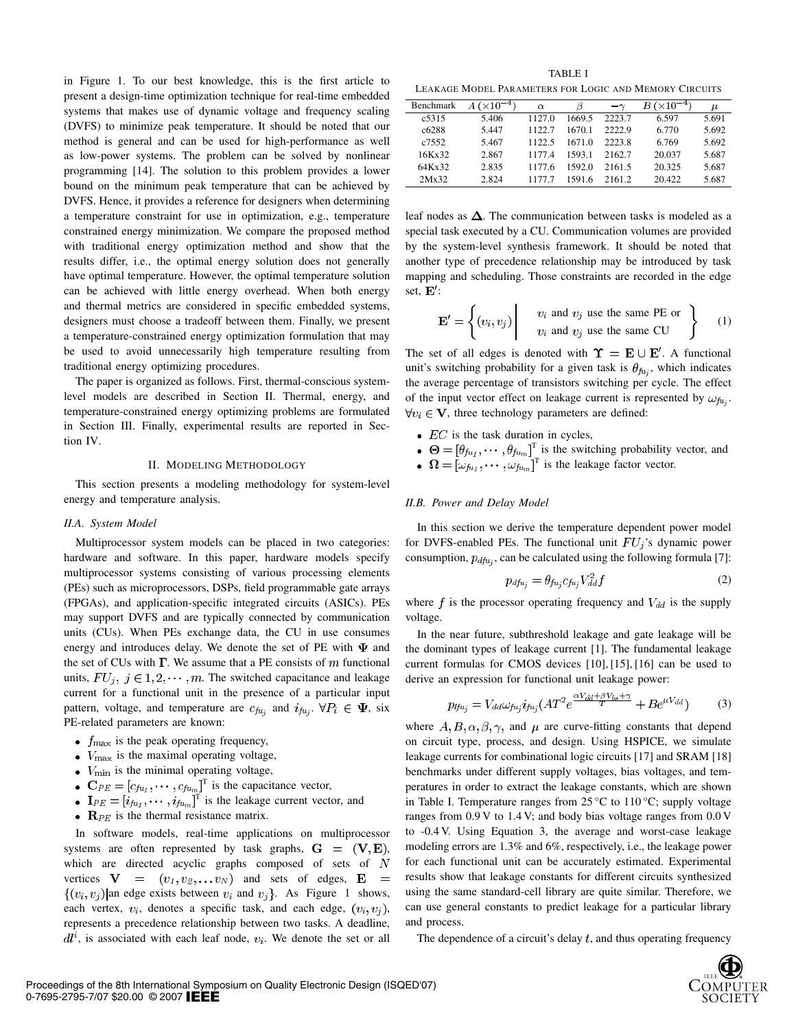in Figure 1. To our best knowledge, this is the first article to present a design-time optimization technique for real-time embedded systems that makes use of dynamic voltage and frequency scaling (DVFS) to minimize peak temperature. It should be noted that our method is general and can be used for high-performance as well as low-power systems. The problem can be solved by nonlinear programming [14]. The solution to this problem provides a lower bound on the minimum peak temperature that can be achieved by DVFS. Hence, it provides a reference for designers when determining a temperature constraint for use in optimization, e.g., temperature constrained energy minimization. We compare the proposed method with traditional energy optimization method and show that the results differ, i.e., the optimal energy solution does not generally have optimal temperature. However, the optimal temperature solution can be achieved with little energy overhead. When both energy and thermal metrics are considered in specific embedded systems, designers must choose a tradeoff between them. Finally, we present a temperature-constrained energy optimization formulation that may be used to avoid unnecessarily high temperature resulting from traditional energy optimizing procedures.

The paper is organized as follows. First, thermal-conscious system-level models are described in Section II. Thermal, energy, and temperature-constrained energy optimizing problems are formulated in Section III. Finally, experimental results are reported in Section IV.

## II. Modeling Methodology

This section presents a modeling methodology for system-level energy and temperature analysis.

### II.A. System Model

Multiprocessor system models can be placed in two categories: hardware and software. In this paper, hardware models specify multiprocessor systems consisting of various processing elements (PEs) such as microprocessors, DSPs, field programmable gate arrays (FPGAs), and application-specific integrated circuits (ASICs). PEs may support DVFS and are typically connected by communication units (CUs). When PEs exchange data, the CU in use consumes energy and introduces delay. We denote the set of PE with $\mathbf{\Psi}$ and the set of CUs with $\mathbf{\Gamma}$. We assume that a PE consists of $m$ functional units, $FU_j,\ j \in 1, 2, \cdots, m$. The switched capacitance and leakage current for a functional unit in the presence of a particular input pattern, voltage, and temperature are $c_{fu_j}$ and $i_{fu_j}$. $\forall P_i \in \mathbf{\Psi}$, six PE-related parameters are known:

- $f_{\max}$ is the peak operating frequency,
- $V_{\max}$ is the maximal operating voltage,
- $V_{\min}$ is the minimal operating voltage,
- $\mathbf{C}_{PE} = [c_{fu_1}, \cdots, c_{fu_m}]^{\mathrm{T}}$ is the capacitance vector,
- $\mathbf{I}_{PE} = [i_{fu_1}, \cdots, i_{fu_m}]^{\mathrm{T}}$ is the leakage current vector, and
- $\mathbf{R}_{PE}$ is the thermal resistance matrix.

In software models, real-time applications on multiprocessor systems are often represented by task graphs, $\mathbf{G} = (\mathbf{V}, \mathbf{E})$, which are directed acyclic graphs composed of sets of $N$ vertices $\mathbf{V} = (v_1, v_2, \ldots v_N)$ and sets of edges, $\mathbf{E} = \{(v_i, v_j) | \text{an edge exists between } v_i \text{ and } v_j\}$. As Figure 1 shows, each vertex, $v_i$, denotes a specific task, and each edge, $(v_i, v_j)$, represents a precedence relationship between two tasks. A deadline, $dl^i$, is associated with each leaf node, $v_i$. We denote the set or all leaf nodes as $\mathbf{\Delta}$. The communication between tasks is modeled as a special task executed by a CU. Communication volumes are provided by the system-level synthesis framework. It should be noted that another type of precedence relationship may be introduced by task mapping and scheduling. Those constraints are recorded in the edge set, $\mathbf{E}'$:

$$\mathbf{E}' = \left\{ (v_i, v_j) \middle| \begin{array}{c} v_i \text{ and } v_j \text{ use the same PE or} \\ v_i \text{ and } v_j \text{ use the same CU} \end{array} \right\} \tag{1}$$

The set of all edges is denoted with $\mathbf{\Upsilon} = \mathbf{E} \cup \mathbf{E}'$. A functional unit's switching probability for a given task is $\theta_{fu_j}$, which indicates the average percentage of transistors switching per cycle. The effect of the input vector effect on leakage current is represented by $\omega_{fu_j}$. $\forall v_i \in \mathbf{V}$, three technology parameters are defined:

- $EC$ is the task duration in cycles,
- $\mathbf{\Theta} = [\theta_{fu_1}, \cdots, \theta_{fu_m}]^{\mathrm{T}}$ is the switching probability vector, and
- $\mathbf{\Omega} = [\omega_{fu_1}, \cdots, \omega_{fu_m}]^{\mathrm{T}}$ is the leakage factor vector.

TABLE I
Leakage Model Parameters for Logic and Memory Circuits

| Benchmark | $A$ ($\times 10^{-4}$) | $\alpha$ | $\beta$ | $-\gamma$ | $B$ ($\times 10^{-4}$) | $\mu$ |
|---|---|---|---|---|---|---|
| c5315 | 5.406 | 1127.0 | 1669.5 | 2223.7 | 6.597 | 5.691 |
| c6288 | 5.447 | 1122.7 | 1670.1 | 2222.9 | 6.770 | 5.692 |
| c7552 | 5.467 | 1122.5 | 1671.0 | 2223.8 | 6.769 | 5.692 |
| 16Kx32 | 2.867 | 1177.4 | 1593.1 | 2162.7 | 20.037 | 5.687 |
| 64Kx32 | 2.835 | 1177.6 | 1592.0 | 2161.5 | 20.325 | 5.687 |
| 2Mx32 | 2.824 | 1177.7 | 1591.6 | 2161.2 | 20.422 | 5.687 |

### II.B. Power and Delay Model

In this section we derive the temperature dependent power model for DVFS-enabled PEs. The functional unit $FU_j$'s dynamic power consumption, $p_{dfu_j}$, can be calculated using the following formula [7]:

$$p_{dfu_j} = \theta_{fu_j} c_{fu_j} V_{dd}^2 f \tag{2}$$

where $f$ is the processor operating frequency and $V_{dd}$ is the supply voltage.

In the near future, subthreshold leakage and gate leakage will be the dominant types of leakage current [1]. The fundamental leakage current formulas for CMOS devices [10], [15], [16] can be used to derive an expression for functional unit leakage power:

$$p_{lfu_j} = V_{dd} \omega_{fu_j} i_{fu_j} (A T^2 e^{\frac{\alpha V_{dd} + \beta V_{bs} + \gamma}{T}} + B e^{\mu V_{dd}}) \tag{3}$$

where $A, B, \alpha, \beta, \gamma$, and $\mu$ are curve-fitting constants that depend on circuit type, process, and design. Using HSPICE, we simulate leakage currents for combinational logic circuits [17] and SRAM [18] benchmarks under different supply voltages, bias voltages, and temperatures in order to extract the leakage constants, which are shown in Table I. Temperature ranges from 25 °C to 110 °C; supply voltage ranges from 0.9 V to 1.4 V; and body bias voltage ranges from 0.0 V to -0.4 V. Using Equation 3, the average and worst-case leakage modeling errors are 1.3% and 6%, respectively, i.e., the leakage power for each functional unit can be accurately estimated. Experimental results show that leakage constants for different circuits synthesized using the same standard-cell library are quite similar. Therefore, we can use general constants to predict leakage for a particular library and process.

The dependence of a circuit's delay $t$, and thus operating frequency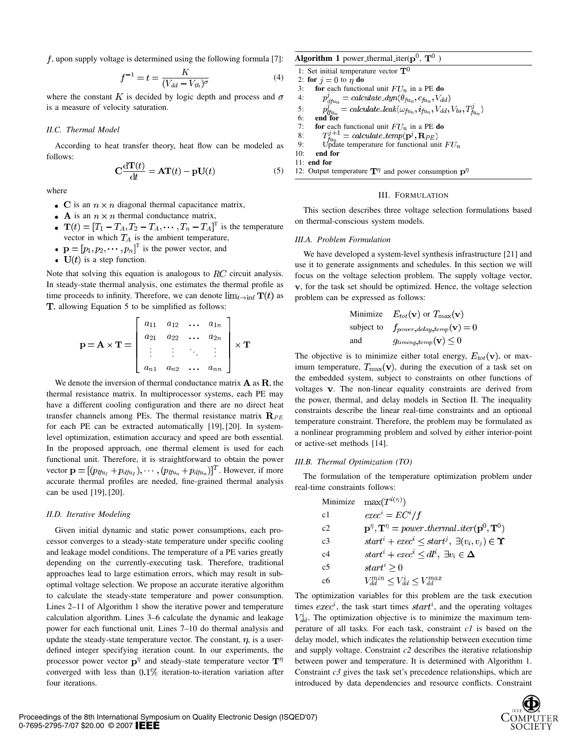$f$, upon supply voltage is determined using the following formula [7]:

$$f^{-1} = t = \frac{K}{(V_{dd} - V_{th})^{\sigma}} \tag{4}$$

where the constant $K$ is decided by logic depth and process and $\sigma$ is a measure of velocity saturation.

### II.C. Thermal Model

According to heat transfer theory, heat flow can be modeled as follows:

$$\mathbf{C}\frac{\mathrm{d}\mathbf{T}(t)}{\mathrm{d}t} = \mathbf{A}\mathbf{T}(t) - \mathbf{p}\mathbf{U}(t) \tag{5}$$

where

- $\mathbf{C}$ is an $n \times n$ diagonal thermal capacitance matrix,
- $\mathbf{A}$ is an $n \times n$ thermal conductance matrix,
- $\mathbf{T}(t) = [T_1 - T_A, T_2 - T_A, \cdots, T_n - T_A]^{\mathrm{T}}$ is the temperature vector in which $T_A$ is the ambient temperature,
- $\mathbf{p} = [p_1, p_2, \cdots, p_n]^{\mathrm{T}}$ is the power vector, and
- $\mathbf{U}(t)$ is a step function.

Note that solving this equation is analogous to $RC$ circuit analysis. In steady-state thermal analysis, one estimates the thermal profile as time proceeds to infinity. Therefore, we can denote $\lim_{t\to\inf}\mathbf{T}(t)$ as $\mathbf{T}$, allowing Equation 5 to be simplified as follows:

$$\mathbf{p} = \mathbf{A} \times \mathbf{T} = \begin{bmatrix} a_{11} & a_{12} & \ldots & a_{1n} \\ a_{21} & a_{22} & \ldots & a_{2n} \\ \vdots & \vdots & \ddots & \vdots \\ a_{n1} & a_{n2} & \ldots & a_{nn} \end{bmatrix} \times \mathbf{T}$$

We denote the inversion of thermal conductance matrix $\mathbf{A}$ as $\mathbf{R}$, the thermal resistance matrix. In multiprocessor systems, each PE may have a different cooling configuration and there are no direct heat transfer channels among PEs. The thermal resistance matrix $\mathbf{R}_{PE}$ for each PE can be extracted automatically [19], [20]. In system-level optimization, estimation accuracy and speed are both essential. In the proposed approach, one thermal element is used for each functional unit. Therefore, it is straightforward to obtain the power vector $\mathbf{p} = [(p_{lfu_1} + p_{dfu_1}), \cdots, (p_{lfu_n} + p_{dfu_n})]^T$. However, if more accurate thermal profiles are needed, fine-grained thermal analysis can be used [19], [20].

### II.D. Iterative Modeling

Given initial dynamic and static power consumptions, each processor converges to a steady-state temperature under specific cooling and leakage model conditions. The temperature of a PE varies greatly depending on the currently-executing task. Therefore, traditional approaches lead to large estimation errors, which may result in sub-optimal voltage selection. We propose an accurate iterative algorithm to calculate the steady-state temperature and power consumption. Lines 2–11 of Algorithm 1 show the iterative power and temperature calculation algorithm. Lines 3–6 calculate the dynamic and leakage power for each functional unit. Lines 7–10 do thermal analysis and update the steady-state temperature vector. The constant, $\eta$, is a user-defined integer specifying iteration count. In our experiments, the processor power vector $\mathbf{p}^{\eta}$ and steady-state temperature vector $\mathbf{T}^{\eta}$ converged with less than $0.1\%$ iteration-to-iteration variation after four iterations.

**Algorithm 1** power_thermal_iter($\mathbf{p}^0$, $\mathbf{T}^0$ )

```
1:  Set initial temperature vector T^0
2:  for j = 0 to η do
3:      for each functional unit FU_n in a PE do
4:          p^j_dfu_n = calculate_dyn(θ_fu_n, c_fu_n, V_dd)
5:          p^j_lfu_n = calculate_leak(ω_fu_n, i_fu_n, V_dd, V_bs, T^j_fu_n)
6:      end for
7:      for each functional unit FU_n in a PE do
8:          T^{j+1}_fu_n = calculate_temp(p^j, R_PE)
9:          Update temperature for functional unit FU_n
10:     end for
11: end for
12: Output temperature T^η and power consumption p^η
```

## III. Formulation

This section describes three voltage selection formulations based on thermal-conscious system models.

### III.A. Problem Formulation

We have developed a system-level synthesis infrastructure [21] and use it to generate assignments and schedules. In this section we will focus on the voltage selection problem. The supply voltage vector, $\mathbf{v}$, for the task set should be optimized. Hence, the voltage selection problem can be expressed as follows:

$$\begin{array}{ll} \text{Minimize} & E_{tot}(\mathbf{v}) \text{ or } T_{\max}(\mathbf{v}) \\ \text{subject to} & f_{power,delay,temp}(\mathbf{v}) = 0 \\ \text{and} & g_{timing,temp}(\mathbf{v}) \leq 0 \end{array}$$

The objective is to minimize either total energy, $E_{tot}(\mathbf{v})$, or maximum temperature, $T_{\max}(\mathbf{v})$, during the execution of a task set on the embedded system, subject to constraints on other functions of voltages $\mathbf{v}$. The non-linear equality constraints are derived from the power, thermal, and delay models in Section II. The inequality constraints describe the linear real-time constraints and an optional temperature constraint. Therefore, the problem may be formulated as a nonlinear programming problem and solved by either interior-point or active-set methods [14].

### III.B. Thermal Optimization (TO)

The formulation of the temperature optimization problem under real-time constraints follows:

$$\begin{array}{ll} \text{Minimize} & \max(T^{i(\eta)}) \\ \text{c1} & exec^i = EC^i/f \\ \text{c2} & \mathbf{p}^{\eta}, \mathbf{T}^{\eta} = power\_thermal\_iter(\mathbf{p}^0, \mathbf{T}^0) \\ \text{c3} & start^i + exec^i \leq start^j,\ \exists(v_i, v_j) \in \mathbf{\Upsilon} \\ \text{c4} & start^i + exec^i \leq dl^i,\ \exists v_i \in \mathbf{\Delta} \\ \text{c5} & start^i \geq 0 \\ \text{c6} & V_{dd}^{min} \leq V_{dd}^{i} \leq V_{dd}^{max} \end{array}$$

The optimization variables for this problem are the task execution times $exec^i$, the task start times $start^i$, and the operating voltages $V_{dd}^i$. The optimization objective is to minimize the maximum temperature of all tasks. For each task, constraint *c1* is based on the delay model, which indicates the relationship between execution time and supply voltage. Constraint *c2* describes the iterative relationship between power and temperature. It is determined with Algorithm 1. Constraint *c3* gives the task set's precedence relationships, which are introduced by data dependencies and resource conflicts. Constraint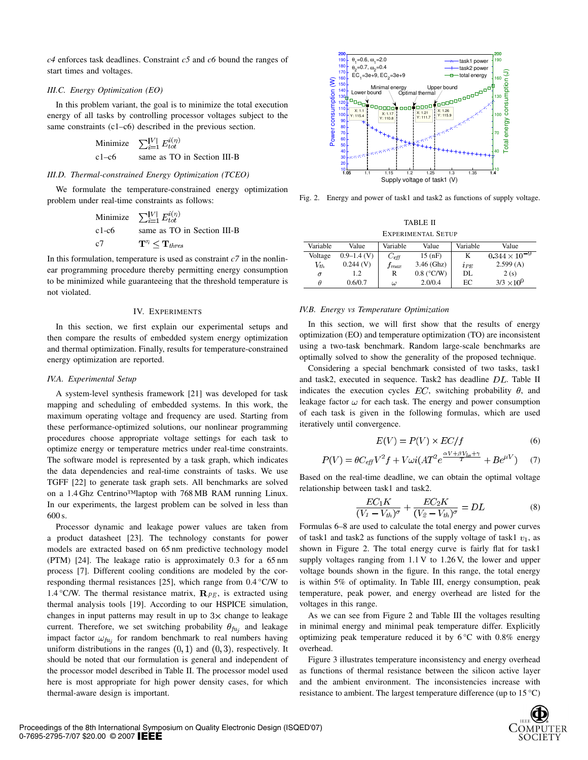*c4* enforces task deadlines. Constraint *c5* and *c6* bound the ranges of start times and voltages.

### III.C. Energy Optimization (EO)

In this problem variant, the goal is to minimize the total execution energy of all tasks by controlling processor voltages subject to the same constraints (c1–c6) described in the previous section.

$$\begin{array}{ll} \text{Minimize} & \sum_{i=1}^{|V|} E_{tot}^{i(\eta)} \\ \text{c1–c6} & \text{same as TO in Section III-B} \end{array}$$

### III.D. Thermal-constrained Energy Optimization (TCEO)

We formulate the temperature-constrained energy optimization problem under real-time constraints as follows:

$$\begin{array}{ll} \text{Minimize} & \sum_{i=1}^{|V|} E_{tot}^{i(\eta)} \\ \text{c1-c6} & \text{same as TO in Section III-B} \\ \text{c7} & \mathbf{T}^{\eta} \leq \mathbf{T}_{thres} \end{array}$$

In this formulation, temperature is used as constraint *c7* in the nonlinear programming procedure thereby permitting energy consumption to be minimized while guaranteeing that the threshold temperature is not violated.

## IV. Experiments

In this section, we first explain our experimental setups and then compare the results of embedded system energy optimization and thermal optimization. Finally, results for temperature-constrained energy optimization are reported.

### IV.A. Experimental Setup

A system-level synthesis framework [21] was developed for task mapping and scheduling of embedded systems. In this work, the maximum operating voltage and frequency are used. Starting from these performance-optimized solutions, our nonlinear programming procedures choose appropriate voltage settings for each task to optimize energy or temperature metrics under real-time constraints. The software model is represented by a task graph, which indicates the data dependencies and real-time constraints of tasks. We use TGFF [22] to generate task graph sets. All benchmarks are solved on a 1.4 Ghz Centrino™laptop with 768 MB RAM running Linux. In our experiments, the largest problem can be solved in less than 600 s.

Processor dynamic and leakage power values are taken from a product datasheet [23]. The technology constants for power models are extracted based on 65 nm predictive technology model (PTM) [24]. The leakage ratio is approximately 0.3 for a 65 nm process [7]. Different cooling conditions are modeled by the corresponding thermal resistances [25], which range from 0.4 °C/W to 1.4 °C/W. The thermal resistance matrix, $\mathbf{R}_{PE}$, is extracted using thermal analysis tools [19]. According to our HSPICE simulation, changes in input patterns may result in up to 3× change to leakage current. Therefore, we set switching probability $\theta_{fu_j}$ and leakage impact factor $\omega_{fu_j}$ for random benchmark to real numbers having uniform distributions in the ranges $(0, 1)$ and $(0, 3)$, respectively. It should be noted that our formulation is general and independent of the processor model described in Table II. The processor model used here is most appropriate for high power density cases, for which thermal-aware design is important.

Fig. 2. Energy and power of task1 and task2 as functions of supply voltage.

TABLE II
Experimental Setup

| Variable | Value | Variable | Value | Variable | Value |
|---|---|---|---|---|---|
| Voltage | 0.9–1.4 (V) | $C_{eff}$ | 15 (nF) | K | $0.344 \times 10^{-9}$ |
| $V_{th}$ | 0.244 (V) | $f_{max}$ | 3.46 (Ghz) | $i_{PE}$ | 2.599 (A) |
| $\sigma$ | 1.2 | R | 0.8 (°C/W) | DL | 2 (s) |
| $\theta$ | 0.6/0.7 | $\omega$ | 2.0/0.4 | EC | 3/3 $\times 10^9$ |

### IV.B. Energy vs Temperature Optimization

In this section, we will first show that the results of energy optimization (EO) and temperature optimization (TO) are inconsistent using a two-task benchmark. Random large-scale benchmarks are optimally solved to show the generality of the proposed technique.

Considering a special benchmark consisted of two tasks, task1 and task2, executed in sequence. Task2 has deadline $DL$. Table II indicates the execution cycles $EC$, switching probability $\theta$, and leakage factor $\omega$ for each task. The energy and power consumption of each task is given in the following formulas, which are used iteratively until convergence.

$$E(V) = P(V) \times EC/f \tag{6}$$

$$P(V) = \theta C_{eff} V^2 f + V\omega i(AT^2 e^{\frac{\alpha V + \beta V_{bs} + \gamma}{T}} + Be^{\mu V}) \tag{7}$$

Based on the real-time deadline, we can obtain the optimal voltage relationship between task1 and task2.

$$\frac{EC_1 K}{(V_1 - V_{th})^{\sigma}} + \frac{EC_2 K}{(V_2 - V_{th})^{\sigma}} = DL \tag{8}$$

Formulas 6–8 are used to calculate the total energy and power curves of task1 and task2 as functions of the supply voltage of task1 $v_1$, as shown in Figure 2. The total energy curve is fairly flat for task1 supply voltages ranging from 1.1 V to 1.26 V, the lower and upper voltage bounds shown in the figure. In this range, the total energy is within 5% of optimality. In Table III, energy consumption, peak temperature, peak power, and energy overhead are listed for the voltages in this range.

As we can see from Figure 2 and Table III the voltages resulting in minimal energy and minimal peak temperature differ. Explicitly optimizing peak temperature reduced it by 6 °C with 0.8% energy overhead.

Figure 3 illustrates temperature inconsistency and energy overhead as functions of thermal resistance between the silicon active layer and the ambient environment. The inconsistencies increase with resistance to ambient. The largest temperature difference (up to 15 °C)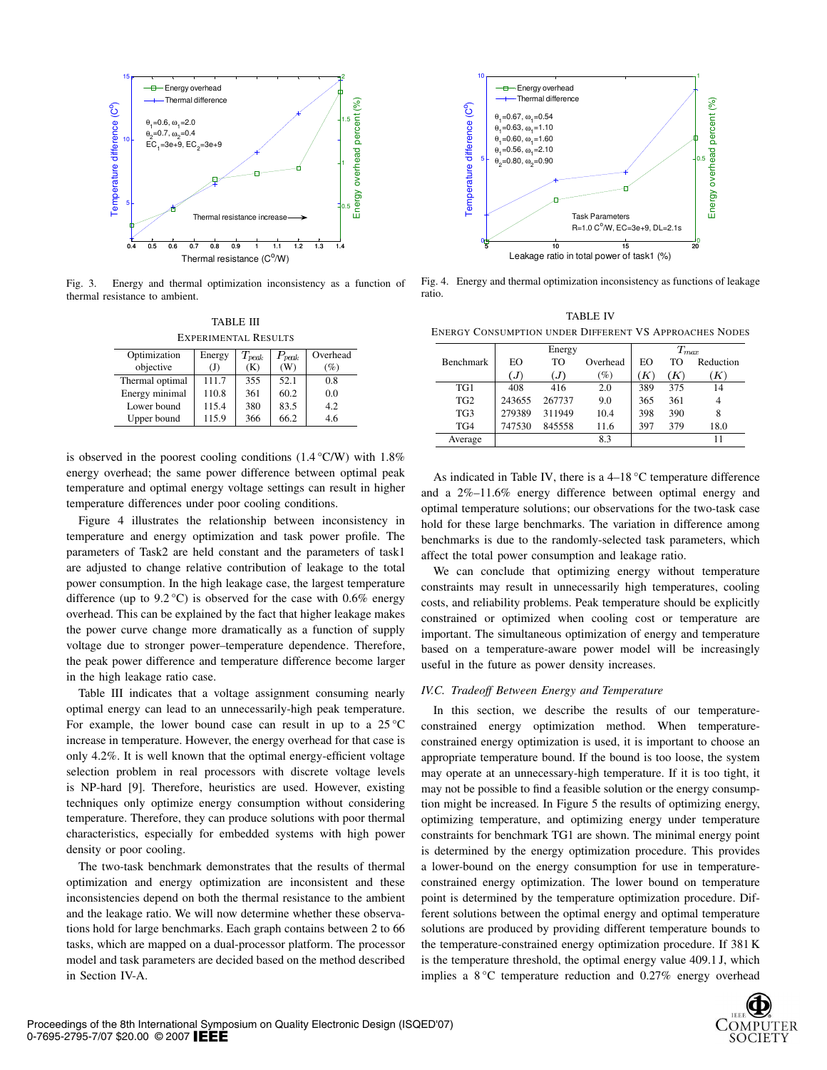Fig. 3. Energy and thermal optimization inconsistency as a function of thermal resistance to ambient.

Fig. 4. Energy and thermal optimization inconsistency as functions of leakage ratio.

TABLE III
EXPERIMENTAL RESULTS

| Optimization objective | Energy (J) | $T_{peak}$ (K) | $P_{peak}$ (W) | Overhead (%) |
|---|---|---|---|---|
| Thermal optimal | 111.7 | 355 | 52.1 | 0.8 |
| Energy minimal | 110.8 | 361 | 60.2 | 0.0 |
| Lower bound | 115.4 | 380 | 83.5 | 4.2 |
| Upper bound | 115.9 | 366 | 66.2 | 4.6 |

is observed in the poorest cooling conditions (1.4 °C/W) with 1.8% energy overhead; the same power difference between optimal peak temperature and optimal energy voltage settings can result in higher temperature differences under poor cooling conditions.

Figure 4 illustrates the relationship between inconsistency in temperature and energy optimization and task power profile. The parameters of Task2 are held constant and the parameters of task1 are adjusted to change relative contribution of leakage to the total power consumption. In the high leakage case, the largest temperature difference (up to 9.2 °C) is observed for the case with 0.6% energy overhead. This can be explained by the fact that higher leakage makes the power curve change more dramatically as a function of supply voltage due to stronger power–temperature dependence. Therefore, the peak power difference and temperature difference become larger in the high leakage ratio case.

Table III indicates that a voltage assignment consuming nearly optimal energy can lead to an unnecessarily-high peak temperature. For example, the lower bound case can result in up to a 25 °C increase in temperature. However, the energy overhead for that case is only 4.2%. It is well known that the optimal energy-efficient voltage selection problem in real processors with discrete voltage levels is NP-hard [9]. Therefore, heuristics are used. However, existing techniques only optimize energy consumption without considering temperature. Therefore, they can produce solutions with poor thermal characteristics, especially for embedded systems with high power density or poor cooling.

The two-task benchmark demonstrates that the results of thermal optimization and energy optimization are inconsistent and these inconsistencies depend on both the thermal resistance to the ambient and the leakage ratio. We will now determine whether these observations hold for large benchmarks. Each graph contains between 2 to 66 tasks, which are mapped on a dual-processor platform. The processor model and task parameters are decided based on the method described in Section IV-A.

TABLE IV
ENERGY CONSUMPTION UNDER DIFFERENT VS APPROACHES NODES

| Benchmark | Energy | | | $T_{max}$ | | |
|---|---|---|---|---|---|---|
| | EO | TO | Overhead | EO | TO | Reduction |
| | $(J)$ | $(J)$ | (%) | $(K)$ | $(K)$ | $(K)$ |
| TG1 | 408 | 416 | 2.0 | 389 | 375 | 14 |
| TG2 | 243655 | 267737 | 9.0 | 365 | 361 | 4 |
| TG3 | 279389 | 311949 | 10.4 | 398 | 390 | 8 |
| TG4 | 747530 | 845558 | 11.6 | 397 | 379 | 18.0 |
| Average | | | 8.3 | | | 11 |

As indicated in Table IV, there is a 4–18 °C temperature difference and a 2%–11.6% energy difference between optimal energy and optimal temperature solutions; our observations for the two-task case hold for these large benchmarks. The variation in difference among benchmarks is due to the randomly-selected task parameters, which affect the total power consumption and leakage ratio.

We can conclude that optimizing energy without temperature constraints may result in unnecessarily high temperatures, cooling costs, and reliability problems. Peak temperature should be explicitly constrained or optimized when cooling cost or temperature are important. The simultaneous optimization of energy and temperature based on a temperature-aware power model will be increasingly useful in the future as power density increases.

### IV.C. Tradeoff Between Energy and Temperature

In this section, we describe the results of our temperature-constrained energy optimization method. When temperature-constrained energy optimization is used, it is important to choose an appropriate temperature bound. If the bound is too loose, the system may operate at an unnecessary-high temperature. If it is too tight, it may not be possible to find a feasible solution or the energy consumption might be increased. In Figure 5 the results of optimizing energy, optimizing temperature, and optimizing energy under temperature constraints for benchmark TG1 are shown. The minimal energy point is determined by the energy optimization procedure. This provides a lower-bound on the energy consumption for use in temperature-constrained energy optimization. The lower bound on temperature point is determined by the temperature optimization procedure. Different solutions between the optimal energy and optimal temperature solutions are produced by providing different temperature bounds to the temperature-constrained energy optimization procedure. If 381 K is the temperature threshold, the optimal energy value 409.1 J, which implies a 8 °C temperature reduction and 0.27% energy overhead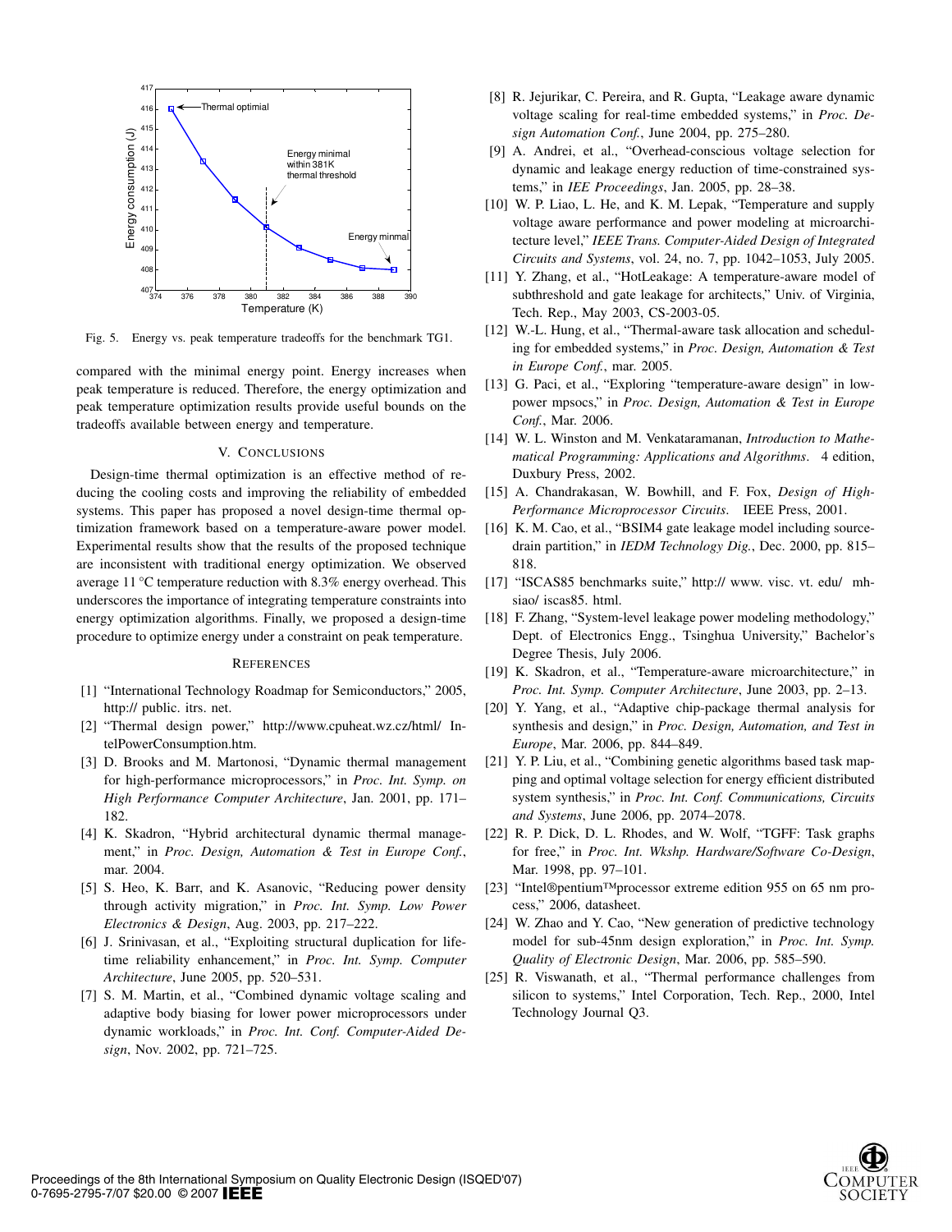417

416 ← Thermal optimial

415

414

413

412

411

410

409

408

407

Energy consumption (J)

Energy minimal within 381K thermal threshold

Energy minmal

374 376 378 380 382 384 386 388 390

Temperature (K)

Fig. 5. Energy vs. peak temperature tradeoffs for the benchmark TG1.

compared with the minimal energy point. Energy increases when peak temperature is reduced. Therefore, the energy optimization and peak temperature optimization results provide useful bounds on the tradeoffs available between energy and temperature.

## V. Conclusions

Design-time thermal optimization is an effective method of reducing the cooling costs and improving the reliability of embedded systems. This paper has proposed a novel design-time thermal optimization framework based on a temperature-aware power model. Experimental results show that the results of the proposed technique are inconsistent with traditional energy optimization. We observed average 11 °C temperature reduction with 8.3% energy overhead. This underscores the importance of integrating temperature constraints into energy optimization algorithms. Finally, we proposed a design-time procedure to optimize energy under a constraint on peak temperature.

## References

[1] "International Technology Roadmap for Semiconductors," 2005, http:// public. itrs. net.

[2] "Thermal design power," http://www.cpuheat.wz.cz/html/ IntelPowerConsumption.htm.

[3] D. Brooks and M. Martonosi, "Dynamic thermal management for high-performance microprocessors," in *Proc. Int. Symp. on High Performance Computer Architecture*, Jan. 2001, pp. 171–182.

[4] K. Skadron, "Hybrid architectural dynamic thermal management," in *Proc. Design, Automation & Test in Europe Conf.*, mar. 2004.

[5] S. Heo, K. Barr, and K. Asanovic, "Reducing power density through activity migration," in *Proc. Int. Symp. Low Power Electronics & Design*, Aug. 2003, pp. 217–222.

[6] J. Srinivasan, et al., "Exploiting structural duplication for lifetime reliability enhancement," in *Proc. Int. Symp. Computer Architecture*, June 2005, pp. 520–531.

[7] S. M. Martin, et al., "Combined dynamic voltage scaling and adaptive body biasing for lower power microprocessors under dynamic workloads," in *Proc. Int. Conf. Computer-Aided Design*, Nov. 2002, pp. 721–725.

[8] R. Jejurikar, C. Pereira, and R. Gupta, "Leakage aware dynamic voltage scaling for real-time embedded systems," in *Proc. Design Automation Conf.*, June 2004, pp. 275–280.

[9] A. Andrei, et al., "Overhead-conscious voltage selection for dynamic and leakage energy reduction of time-constrained systems," in *IEE Proceedings*, Jan. 2005, pp. 28–38.

[10] W. P. Liao, L. He, and K. M. Lepak, "Temperature and supply voltage aware performance and power modeling at microarchitecture level," *IEEE Trans. Computer-Aided Design of Integrated Circuits and Systems*, vol. 24, no. 7, pp. 1042–1053, July 2005.

[11] Y. Zhang, et al., "HotLeakage: A temperature-aware model of subthreshold and gate leakage for architects," Univ. of Virginia, Tech. Rep., May 2003, CS-2003-05.

[12] W.-L. Hung, et al., "Thermal-aware task allocation and scheduling for embedded systems," in *Proc. Design, Automation & Test in Europe Conf.*, mar. 2005.

[13] G. Paci, et al., "Exploring "temperature-aware design" in low-power mpsocs," in *Proc. Design, Automation & Test in Europe Conf.*, Mar. 2006.

[14] W. L. Winston and M. Venkataramanan, *Introduction to Mathematical Programming: Applications and Algorithms*. 4 edition, Duxbury Press, 2002.

[15] A. Chandrakasan, W. Bowhill, and F. Fox, *Design of High-Performance Microprocessor Circuits*. IEEE Press, 2001.

[16] K. M. Cao, et al., "BSIM4 gate leakage model including source-drain partition," in *IEDM Technology Dig.*, Dec. 2000, pp. 815–818.

[17] "ISCAS85 benchmarks suite," http:// www. visc. vt. edu/ mhsiao/ iscas85. html.

[18] F. Zhang, "System-level leakage power modeling methodology," Dept. of Electronics Engg., Tsinghua University," Bachelor's Degree Thesis, July 2006.

[19] K. Skadron, et al., "Temperature-aware microarchitecture," in *Proc. Int. Symp. Computer Architecture*, June 2003, pp. 2–13.

[20] Y. Yang, et al., "Adaptive chip-package thermal analysis for synthesis and design," in *Proc. Design, Automation, and Test in Europe*, Mar. 2006, pp. 844–849.

[21] Y. P. Liu, et al., "Combining genetic algorithms based task mapping and optimal voltage selection for energy efficient distributed system synthesis," in *Proc. Int. Conf. Communications, Circuits and Systems*, June 2006, pp. 2074–2078.

[22] R. P. Dick, D. L. Rhodes, and W. Wolf, "TGFF: Task graphs for free," in *Proc. Int. Wkshp. Hardware/Software Co-Design*, Mar. 1998, pp. 97–101.

[23] "Intel®pentium™processor extreme edition 955 on 65 nm process," 2006, datasheet.

[24] W. Zhao and Y. Cao, "New generation of predictive technology model for sub-45nm design exploration," in *Proc. Int. Symp. Quality of Electronic Design*, Mar. 2006, pp. 585–590.

[25] R. Viswanath, et al., "Thermal performance challenges from silicon to systems," Intel Corporation, Tech. Rep., 2000, Intel Technology Journal Q3.